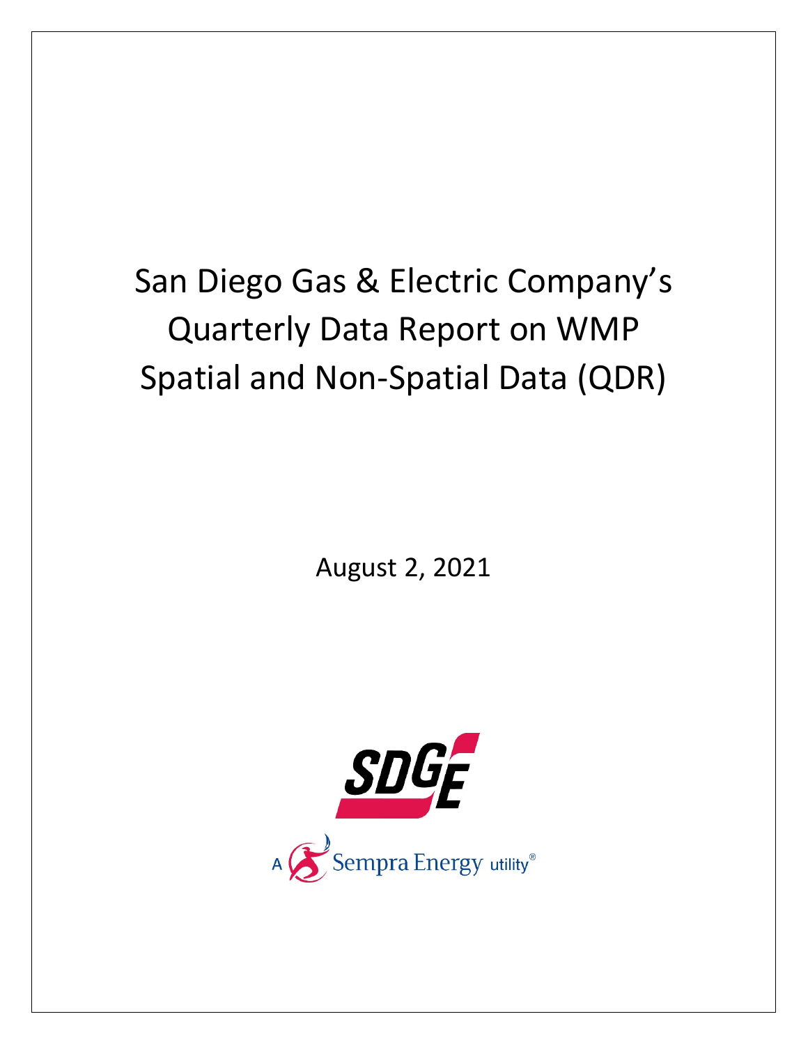# San Diego Gas & Electric Company's Quarterly Data Report on WMP Spatial and Non-Spatial Data (QDR)

August 2, 2021

SDGE

A Sempra Energy utility®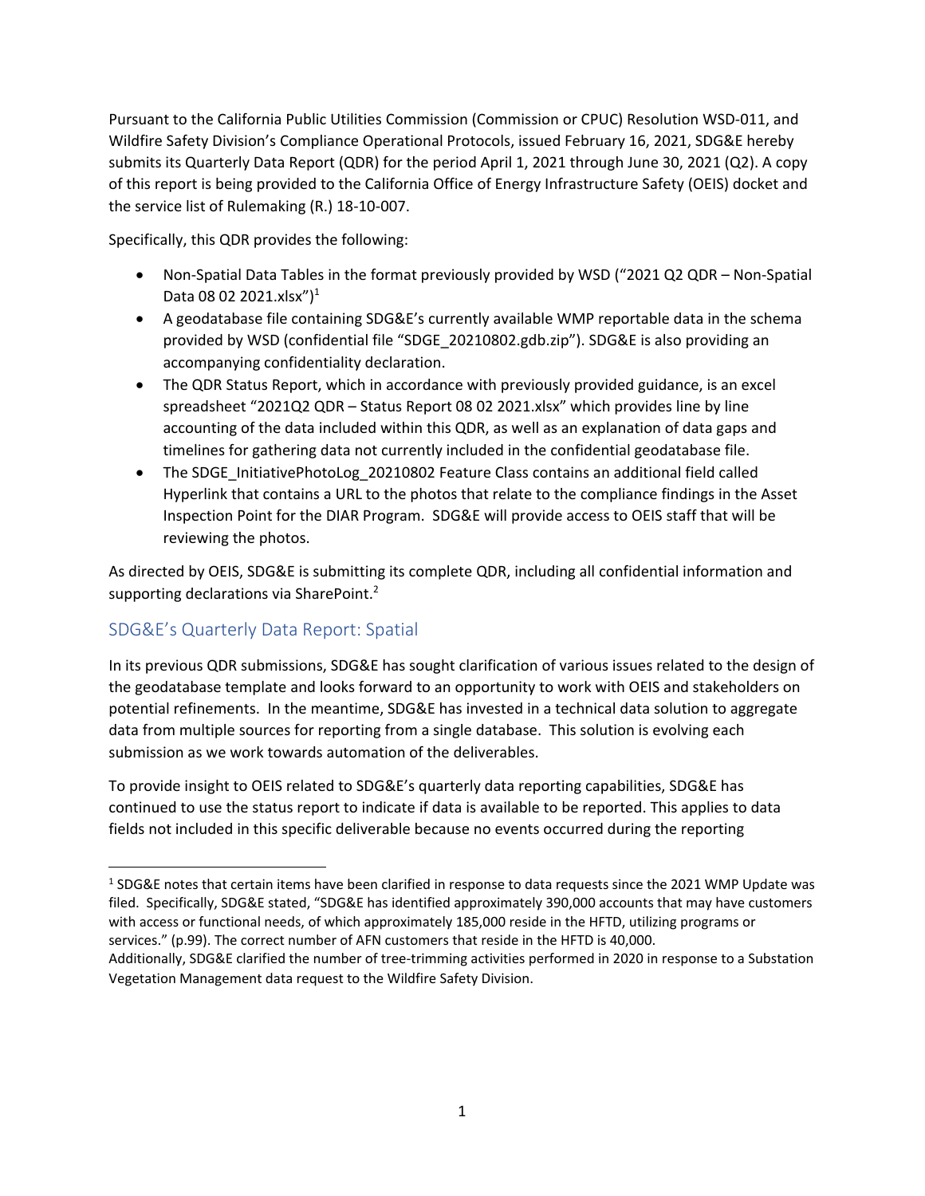Pursuant to the California Public Utilities Commission (Commission or CPUC) Resolution WSD-011, and Wildfire Safety Division's Compliance Operational Protocols, issued February 16, 2021, SDG&E hereby submits its Quarterly Data Report (QDR) for the period April 1, 2021 through June 30, 2021 (Q2). A copy of this report is being provided to the California Office of Energy Infrastructure Safety (OEIS) docket and the service list of Rulemaking (R.) 18-10-007.

Specifically, this QDR provides the following:

- Non-Spatial Data Tables in the format previously provided by WSD ("2021 Q2 QDR – Non-Spatial Data 08 02 2021.xlsx")[1]
- A geodatabase file containing SDG&E's currently available WMP reportable data in the schema provided by WSD (confidential file "SDGE_20210802.gdb.zip"). SDG&E is also providing an accompanying confidentiality declaration.
- The QDR Status Report, which in accordance with previously provided guidance, is an excel spreadsheet "2021Q2 QDR – Status Report 08 02 2021.xlsx" which provides line by line accounting of the data included within this QDR, as well as an explanation of data gaps and timelines for gathering data not currently included in the confidential geodatabase file.
- The SDGE_InitiativePhotoLog_20210802 Feature Class contains an additional field called Hyperlink that contains a URL to the photos that relate to the compliance findings in the Asset Inspection Point for the DIAR Program. SDG&E will provide access to OEIS staff that will be reviewing the photos.

As directed by OEIS, SDG&E is submitting its complete QDR, including all confidential information and supporting declarations via SharePoint.[2]

## SDG&E's Quarterly Data Report: Spatial

In its previous QDR submissions, SDG&E has sought clarification of various issues related to the design of the geodatabase template and looks forward to an opportunity to work with OEIS and stakeholders on potential refinements. In the meantime, SDG&E has invested in a technical data solution to aggregate data from multiple sources for reporting from a single database. This solution is evolving each submission as we work towards automation of the deliverables.

To provide insight to OEIS related to SDG&E's quarterly data reporting capabilities, SDG&E has continued to use the status report to indicate if data is available to be reported. This applies to data fields not included in this specific deliverable because no events occurred during the reporting

---

[1] SDG&E notes that certain items have been clarified in response to data requests since the 2021 WMP Update was filed. Specifically, SDG&E stated, "SDG&E has identified approximately 390,000 accounts that may have customers with access or functional needs, of which approximately 185,000 reside in the HFTD, utilizing programs or services." (p.99). The correct number of AFN customers that reside in the HFTD is 40,000.
Additionally, SDG&E clarified the number of tree-trimming activities performed in 2020 in response to a Substation Vegetation Management data request to the Wildfire Safety Division.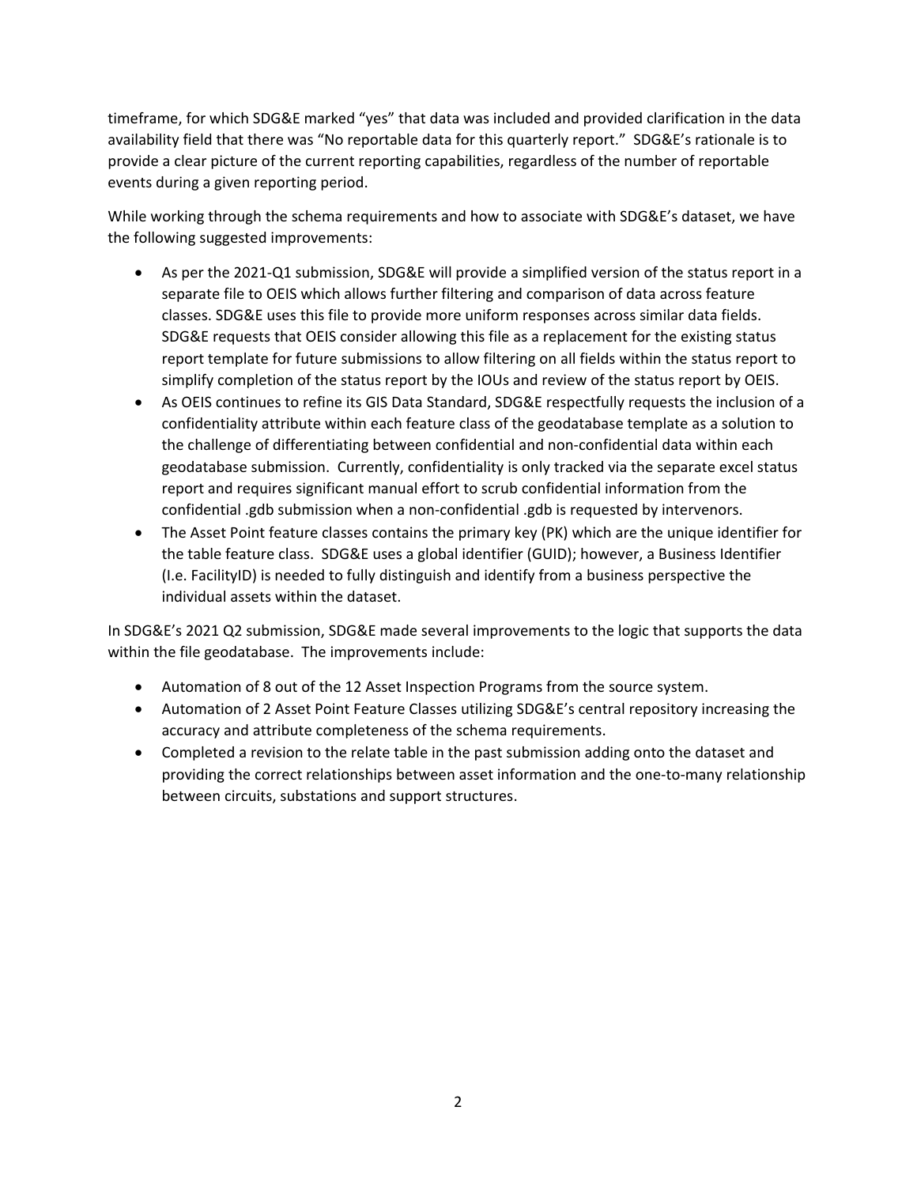timeframe, for which SDG&E marked "yes" that data was included and provided clarification in the data availability field that there was "No reportable data for this quarterly report." SDG&E's rationale is to provide a clear picture of the current reporting capabilities, regardless of the number of reportable events during a given reporting period.

While working through the schema requirements and how to associate with SDG&E's dataset, we have the following suggested improvements:

- As per the 2021-Q1 submission, SDG&E will provide a simplified version of the status report in a separate file to OEIS which allows further filtering and comparison of data across feature classes. SDG&E uses this file to provide more uniform responses across similar data fields. SDG&E requests that OEIS consider allowing this file as a replacement for the existing status report template for future submissions to allow filtering on all fields within the status report to simplify completion of the status report by the IOUs and review of the status report by OEIS.
- As OEIS continues to refine its GIS Data Standard, SDG&E respectfully requests the inclusion of a confidentiality attribute within each feature class of the geodatabase template as a solution to the challenge of differentiating between confidential and non-confidential data within each geodatabase submission. Currently, confidentiality is only tracked via the separate excel status report and requires significant manual effort to scrub confidential information from the confidential .gdb submission when a non-confidential .gdb is requested by intervenors.
- The Asset Point feature classes contains the primary key (PK) which are the unique identifier for the table feature class. SDG&E uses a global identifier (GUID); however, a Business Identifier (I.e. FacilityID) is needed to fully distinguish and identify from a business perspective the individual assets within the dataset.

In SDG&E's 2021 Q2 submission, SDG&E made several improvements to the logic that supports the data within the file geodatabase. The improvements include:

- Automation of 8 out of the 12 Asset Inspection Programs from the source system.
- Automation of 2 Asset Point Feature Classes utilizing SDG&E's central repository increasing the accuracy and attribute completeness of the schema requirements.
- Completed a revision to the relate table in the past submission adding onto the dataset and providing the correct relationships between asset information and the one-to-many relationship between circuits, substations and support structures.